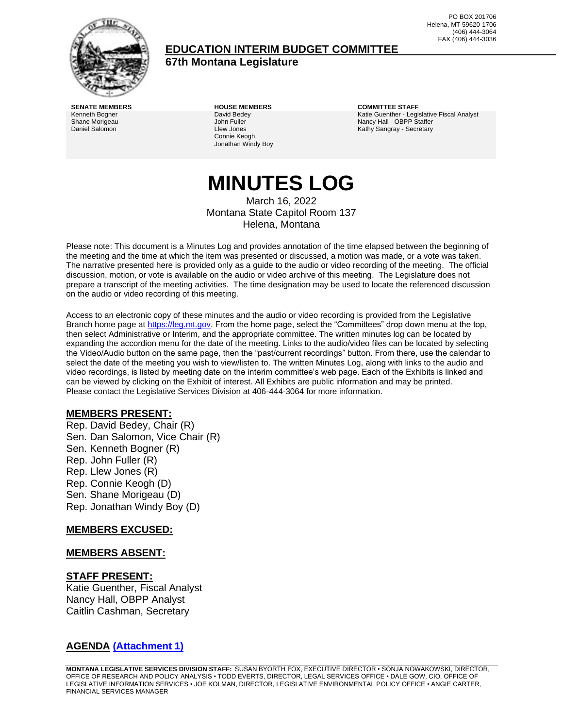PO BOX 201706
Helena, MT 59620-1706
(406) 444-3064
FAX (406) 444-3036

# EDUCATION INTERIM BUDGET COMMITTEE
## 67th Montana Legislature

**SENATE MEMBERS**
Kenneth Bogner
Shane Morigeau
Daniel Salomon

**HOUSE MEMBERS**
David Bedey
John Fuller
Llew Jones
Connie Keogh
Jonathan Windy Boy

**COMMITTEE STAFF**
Katie Guenther - Legislative Fiscal Analyst
Nancy Hall - OBPP Staffer
Kathy Sangray - Secretary

# MINUTES LOG

March 16, 2022
Montana State Capitol Room 137
Helena, Montana

Please note: This document is a Minutes Log and provides annotation of the time elapsed between the beginning of the meeting and the time at which the item was presented or discussed, a motion was made, or a vote was taken. The narrative presented here is provided only as a guide to the audio or video recording of the meeting. The official discussion, motion, or vote is available on the audio or video archive of this meeting. The Legislature does not prepare a transcript of the meeting activities. The time designation may be used to locate the referenced discussion on the audio or video recording of this meeting.

Access to an electronic copy of these minutes and the audio or video recording is provided from the Legislative Branch home page at https://leg.mt.gov. From the home page, select the "Committees" drop down menu at the top, then select Administrative or Interim, and the appropriate committee. The written minutes log can be located by expanding the accordion menu for the date of the meeting. Links to the audio/video files can be located by selecting the Video/Audio button on the same page, then the "past/current recordings" button. From there, use the calendar to select the date of the meeting you wish to view/listen to. The written Minutes Log, along with links to the audio and video recordings, is listed by meeting date on the interim committee's web page. Each of the Exhibits is linked and can be viewed by clicking on the Exhibit of interest. All Exhibits are public information and may be printed. Please contact the Legislative Services Division at 406-444-3064 for more information.

## MEMBERS PRESENT:

Rep. David Bedey, Chair (R)
Sen. Dan Salomon, Vice Chair (R)
Sen. Kenneth Bogner (R)
Rep. John Fuller (R)
Rep. Llew Jones (R)
Rep. Connie Keogh (D)
Sen. Shane Morigeau (D)
Rep. Jonathan Windy Boy (D)

## MEMBERS EXCUSED:

## MEMBERS ABSENT:

## STAFF PRESENT:

Katie Guenther, Fiscal Analyst
Nancy Hall, OBPP Analyst
Caitlin Cashman, Secretary

## AGENDA (Attachment 1)

**MONTANA LEGISLATIVE SERVICES DIVISION STAFF:** SUSAN BYORTH FOX, EXECUTIVE DIRECTOR • SONJA NOWAKOWSKI, DIRECTOR, OFFICE OF RESEARCH AND POLICY ANALYSIS • TODD EVERTS, DIRECTOR, LEGAL SERVICES OFFICE • DALE GOW, CIO, OFFICE OF LEGISLATIVE INFORMATION SERVICES • JOE KOLMAN, DIRECTOR, LEGISLATIVE ENVIRONMENTAL POLICY OFFICE • ANGIE CARTER, FINANCIAL SERVICES MANAGER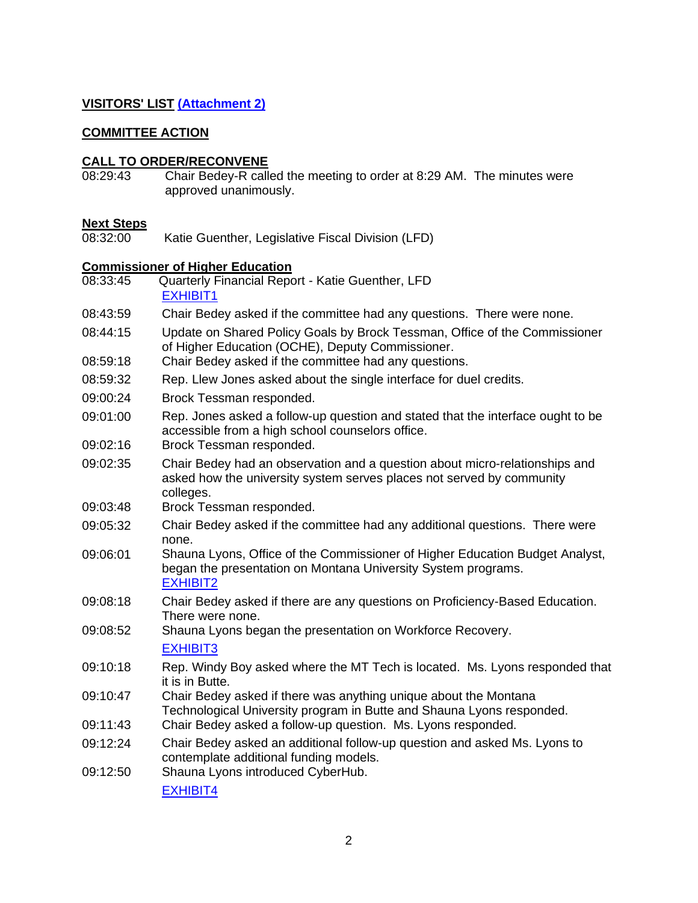**VISITORS' LIST [(Attachment 2)]**

**COMMITTEE ACTION**

**CALL TO ORDER/RECONVENE**

08:29:43 Chair Bedey-R called the meeting to order at 8:29 AM. The minutes were approved unanimously.

**Next Steps**

08:32:00 Katie Guenther, Legislative Fiscal Division (LFD)

**Commissioner of Higher Education**

| | |
|---|---|
| 08:33:45 | Quarterly Financial Report - Katie Guenther, LFD EXHIBIT1 |
| 08:43:59 | Chair Bedey asked if the committee had any questions. There were none. |
| 08:44:15 | Update on Shared Policy Goals by Brock Tessman, Office of the Commissioner of Higher Education (OCHE), Deputy Commissioner. |
| 08:59:18 | Chair Bedey asked if the committee had any questions. |
| 08:59:32 | Rep. Llew Jones asked about the single interface for duel credits. |
| 09:00:24 | Brock Tessman responded. |
| 09:01:00 | Rep. Jones asked a follow-up question and stated that the interface ought to be accessible from a high school counselors office. |
| 09:02:16 | Brock Tessman responded. |
| 09:02:35 | Chair Bedey had an observation and a question about micro-relationships and asked how the university system serves places not served by community colleges. |
| 09:03:48 | Brock Tessman responded. |
| 09:05:32 | Chair Bedey asked if the committee had any additional questions. There were none. |
| 09:06:01 | Shauna Lyons, Office of the Commissioner of Higher Education Budget Analyst, began the presentation on Montana University System programs. EXHIBIT2 |
| 09:08:18 | Chair Bedey asked if there are any questions on Proficiency-Based Education. There were none. |
| 09:08:52 | Shauna Lyons began the presentation on Workforce Recovery. EXHIBIT3 |
| 09:10:18 | Rep. Windy Boy asked where the MT Tech is located. Ms. Lyons responded that it is in Butte. |
| 09:10:47 | Chair Bedey asked if there was anything unique about the Montana Technological University program in Butte and Shauna Lyons responded. |
| 09:11:43 | Chair Bedey asked a follow-up question. Ms. Lyons responded. |
| 09:12:24 | Chair Bedey asked an additional follow-up question and asked Ms. Lyons to contemplate additional funding models. |
| 09:12:50 | Shauna Lyons introduced CyberHub. EXHIBIT4 |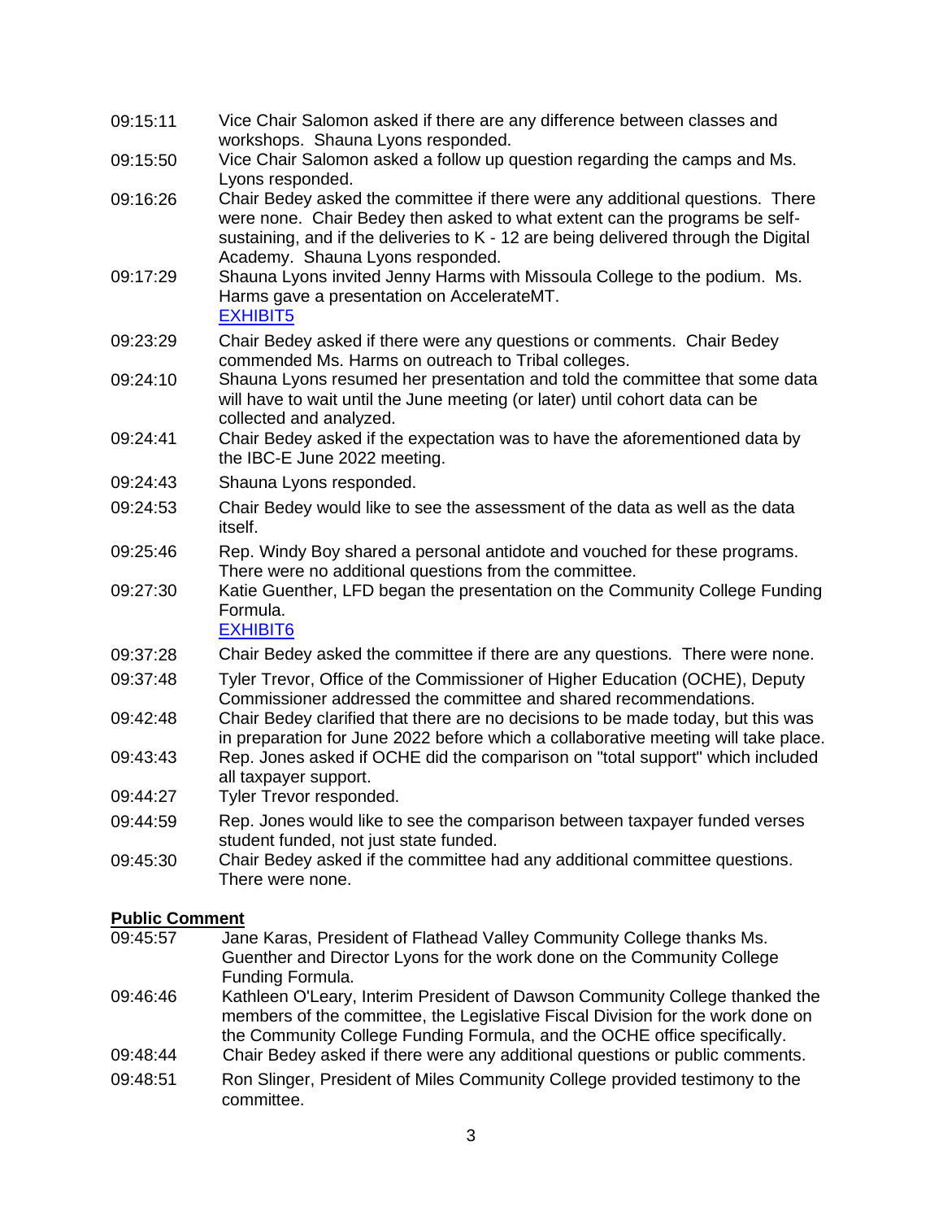| | |
|---|---|
| 09:15:11 | Vice Chair Salomon asked if there are any difference between classes and workshops. Shauna Lyons responded. |
| 09:15:50 | Vice Chair Salomon asked a follow up question regarding the camps and Ms. Lyons responded. |
| 09:16:26 | Chair Bedey asked the committee if there were any additional questions. There were none. Chair Bedey then asked to what extent can the programs be self-sustaining, and if the deliveries to K - 12 are being delivered through the Digital Academy. Shauna Lyons responded. |
| 09:17:29 | Shauna Lyons invited Jenny Harms with Missoula College to the podium. Ms. Harms gave a presentation on AccelerateMT. [EXHIBIT5] |
| 09:23:29 | Chair Bedey asked if there were any questions or comments. Chair Bedey commended Ms. Harms on outreach to Tribal colleges. |
| 09:24:10 | Shauna Lyons resumed her presentation and told the committee that some data will have to wait until the June meeting (or later) until cohort data can be collected and analyzed. |
| 09:24:41 | Chair Bedey asked if the expectation was to have the aforementioned data by the IBC-E June 2022 meeting. |
| 09:24:43 | Shauna Lyons responded. |
| 09:24:53 | Chair Bedey would like to see the assessment of the data as well as the data itself. |
| 09:25:46 | Rep. Windy Boy shared a personal antidote and vouched for these programs. There were no additional questions from the committee. |
| 09:27:30 | Katie Guenther, LFD began the presentation on the Community College Funding Formula. [EXHIBIT6] |
| 09:37:28 | Chair Bedey asked the committee if there are any questions. There were none. |
| 09:37:48 | Tyler Trevor, Office of the Commissioner of Higher Education (OCHE), Deputy Commissioner addressed the committee and shared recommendations. |
| 09:42:48 | Chair Bedey clarified that there are no decisions to be made today, but this was in preparation for June 2022 before which a collaborative meeting will take place. |
| 09:43:43 | Rep. Jones asked if OCHE did the comparison on "total support" which included all taxpayer support. |
| 09:44:27 | Tyler Trevor responded. |
| 09:44:59 | Rep. Jones would like to see the comparison between taxpayer funded verses student funded, not just state funded. |
| 09:45:30 | Chair Bedey asked if the committee had any additional committee questions. There were none. |

## Public Comment

| | |
|---|---|
| 09:45:57 | Jane Karas, President of Flathead Valley Community College thanks Ms. Guenther and Director Lyons for the work done on the Community College Funding Formula. |
| 09:46:46 | Kathleen O'Leary, Interim President of Dawson Community College thanked the members of the committee, the Legislative Fiscal Division for the work done on the Community College Funding Formula, and the OCHE office specifically. |
| 09:48:44 | Chair Bedey asked if there were any additional questions or public comments. |
| 09:48:51 | Ron Slinger, President of Miles Community College provided testimony to the committee. |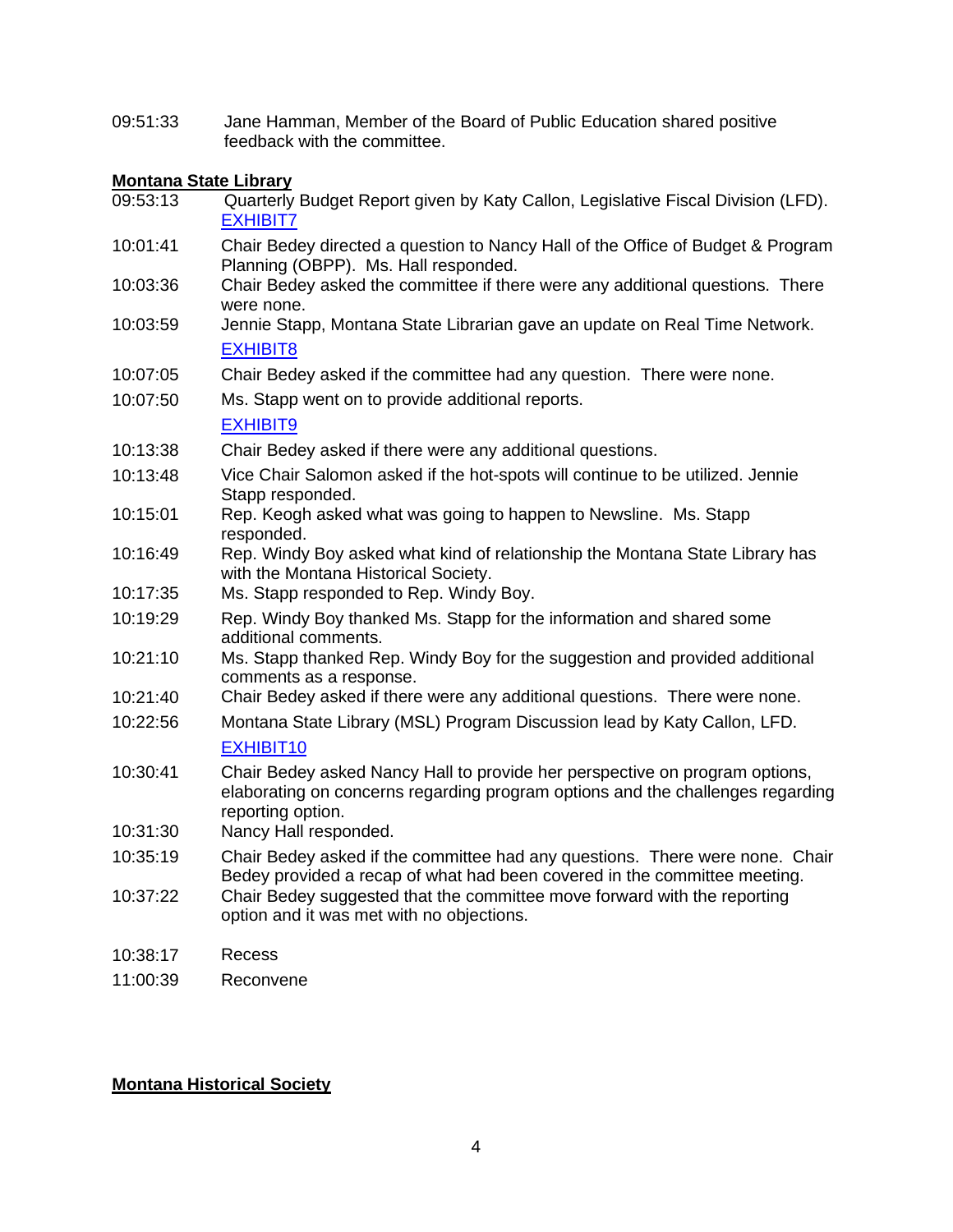09:51:33 Jane Hamman, Member of the Board of Public Education shared positive feedback with the committee.

**Montana State Library**

| | |
|---|---|
| 09:53:13 | Quarterly Budget Report given by Katy Callon, Legislative Fiscal Division (LFD). EXHIBIT7 |
| 10:01:41 | Chair Bedey directed a question to Nancy Hall of the Office of Budget & Program Planning (OBPP). Ms. Hall responded. |
| 10:03:36 | Chair Bedey asked the committee if there were any additional questions. There were none. |
| 10:03:59 | Jennie Stapp, Montana State Librarian gave an update on Real Time Network. EXHIBIT8 |
| 10:07:05 | Chair Bedey asked if the committee had any question. There were none. |
| 10:07:50 | Ms. Stapp went on to provide additional reports. EXHIBIT9 |
| 10:13:38 | Chair Bedey asked if there were any additional questions. |
| 10:13:48 | Vice Chair Salomon asked if the hot-spots will continue to be utilized. Jennie Stapp responded. |
| 10:15:01 | Rep. Keogh asked what was going to happen to Newsline. Ms. Stapp responded. |
| 10:16:49 | Rep. Windy Boy asked what kind of relationship the Montana State Library has with the Montana Historical Society. |
| 10:17:35 | Ms. Stapp responded to Rep. Windy Boy. |
| 10:19:29 | Rep. Windy Boy thanked Ms. Stapp for the information and shared some additional comments. |
| 10:21:10 | Ms. Stapp thanked Rep. Windy Boy for the suggestion and provided additional comments as a response. |
| 10:21:40 | Chair Bedey asked if there were any additional questions. There were none. |
| 10:22:56 | Montana State Library (MSL) Program Discussion lead by Katy Callon, LFD. EXHIBIT10 |
| 10:30:41 | Chair Bedey asked Nancy Hall to provide her perspective on program options, elaborating on concerns regarding program options and the challenges regarding reporting option. |
| 10:31:30 | Nancy Hall responded. |
| 10:35:19 | Chair Bedey asked if the committee had any questions. There were none. Chair Bedey provided a recap of what had been covered in the committee meeting. |
| 10:37:22 | Chair Bedey suggested that the committee move forward with the reporting option and it was met with no objections. |
| 10:38:17 | Recess |
| 11:00:39 | Reconvene |

**Montana Historical Society**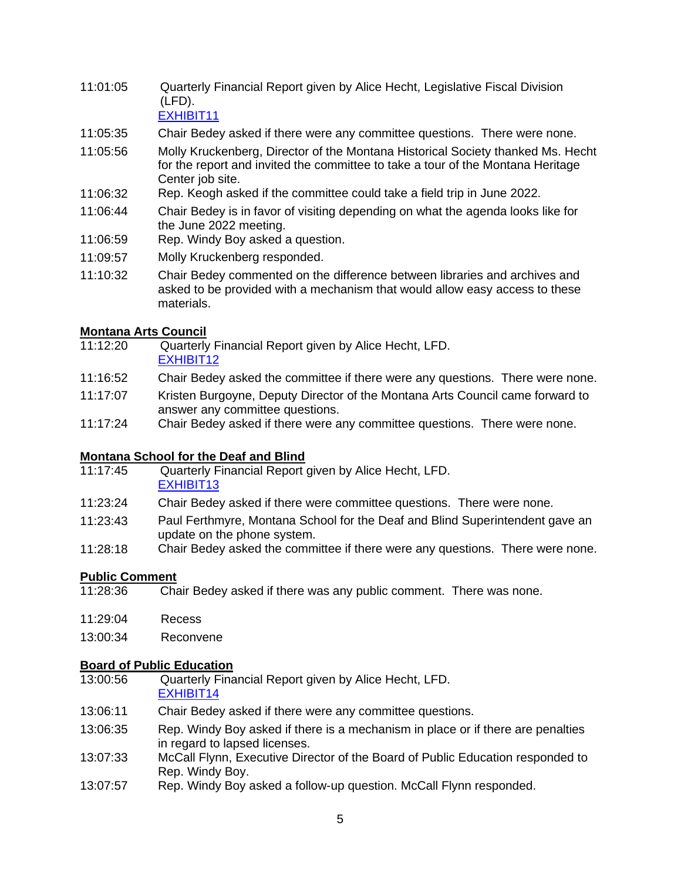11:01:05 Quarterly Financial Report given by Alice Hecht, Legislative Fiscal Division (LFD).
EXHIBIT11

11:05:35 Chair Bedey asked if there were any committee questions. There were none.

11:05:56 Molly Kruckenberg, Director of the Montana Historical Society thanked Ms. Hecht for the report and invited the committee to take a tour of the Montana Heritage Center job site.

11:06:32 Rep. Keogh asked if the committee could take a field trip in June 2022.

11:06:44 Chair Bedey is in favor of visiting depending on what the agenda looks like for the June 2022 meeting.

11:06:59 Rep. Windy Boy asked a question.

11:09:57 Molly Kruckenberg responded.

11:10:32 Chair Bedey commented on the difference between libraries and archives and asked to be provided with a mechanism that would allow easy access to these materials.

**Montana Arts Council**

11:12:20 Quarterly Financial Report given by Alice Hecht, LFD.
EXHIBIT12

11:16:52 Chair Bedey asked the committee if there were any questions. There were none.

11:17:07 Kristen Burgoyne, Deputy Director of the Montana Arts Council came forward to answer any committee questions.

11:17:24 Chair Bedey asked if there were any committee questions. There were none.

**Montana School for the Deaf and Blind**

11:17:45 Quarterly Financial Report given by Alice Hecht, LFD.
EXHIBIT13

11:23:24 Chair Bedey asked if there were committee questions. There were none.

11:23:43 Paul Ferthmyre, Montana School for the Deaf and Blind Superintendent gave an update on the phone system.

11:28:18 Chair Bedey asked the committee if there were any questions. There were none.

**Public Comment**

11:28:36 Chair Bedey asked if there was any public comment. There was none.

11:29:04 Recess

13:00:34 Reconvene

**Board of Public Education**

13:00:56 Quarterly Financial Report given by Alice Hecht, LFD.
EXHIBIT14

13:06:11 Chair Bedey asked if there were any committee questions.

13:06:35 Rep. Windy Boy asked if there is a mechanism in place or if there are penalties in regard to lapsed licenses.

13:07:33 McCall Flynn, Executive Director of the Board of Public Education responded to Rep. Windy Boy.

13:07:57 Rep. Windy Boy asked a follow-up question. McCall Flynn responded.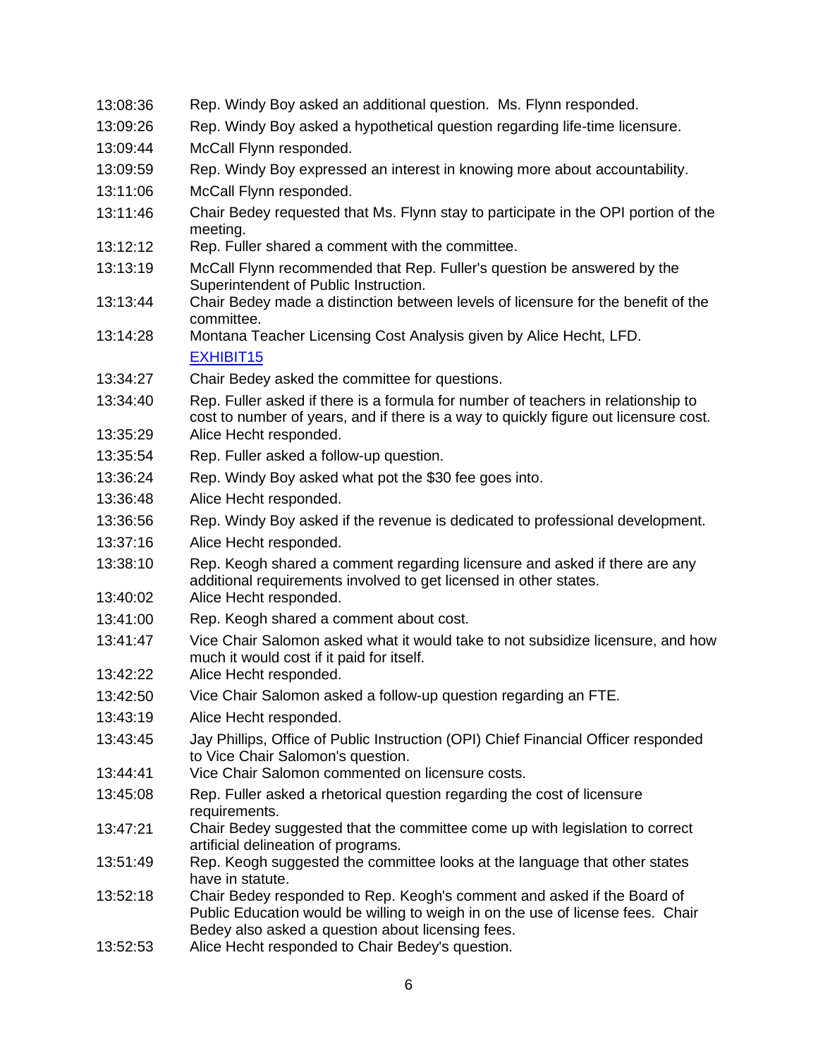13:08:36 Rep. Windy Boy asked an additional question. Ms. Flynn responded.

13:09:26 Rep. Windy Boy asked a hypothetical question regarding life-time licensure.

13:09:44 McCall Flynn responded.

13:09:59 Rep. Windy Boy expressed an interest in knowing more about accountability.

13:11:06 McCall Flynn responded.

13:11:46 Chair Bedey requested that Ms. Flynn stay to participate in the OPI portion of the meeting.

13:12:12 Rep. Fuller shared a comment with the committee.

13:13:19 McCall Flynn recommended that Rep. Fuller's question be answered by the Superintendent of Public Instruction.

13:13:44 Chair Bedey made a distinction between levels of licensure for the benefit of the committee.

13:14:28 Montana Teacher Licensing Cost Analysis given by Alice Hecht, LFD. EXHIBIT15

13:34:27 Chair Bedey asked the committee for questions.

13:34:40 Rep. Fuller asked if there is a formula for number of teachers in relationship to cost to number of years, and if there is a way to quickly figure out licensure cost.

13:35:29 Alice Hecht responded.

13:35:54 Rep. Fuller asked a follow-up question.

13:36:24 Rep. Windy Boy asked what pot the $30 fee goes into.

13:36:48 Alice Hecht responded.

13:36:56 Rep. Windy Boy asked if the revenue is dedicated to professional development.

13:37:16 Alice Hecht responded.

13:38:10 Rep. Keogh shared a comment regarding licensure and asked if there are any additional requirements involved to get licensed in other states.

13:40:02 Alice Hecht responded.

13:41:00 Rep. Keogh shared a comment about cost.

13:41:47 Vice Chair Salomon asked what it would take to not subsidize licensure, and how much it would cost if it paid for itself.

13:42:22 Alice Hecht responded.

13:42:50 Vice Chair Salomon asked a follow-up question regarding an FTE.

13:43:19 Alice Hecht responded.

13:43:45 Jay Phillips, Office of Public Instruction (OPI) Chief Financial Officer responded to Vice Chair Salomon's question.

13:44:41 Vice Chair Salomon commented on licensure costs.

13:45:08 Rep. Fuller asked a rhetorical question regarding the cost of licensure requirements.

13:47:21 Chair Bedey suggested that the committee come up with legislation to correct artificial delineation of programs.

13:51:49 Rep. Keogh suggested the committee looks at the language that other states have in statute.

13:52:18 Chair Bedey responded to Rep. Keogh's comment and asked if the Board of Public Education would be willing to weigh in on the use of license fees. Chair Bedey also asked a question about licensing fees.

13:52:53 Alice Hecht responded to Chair Bedey's question.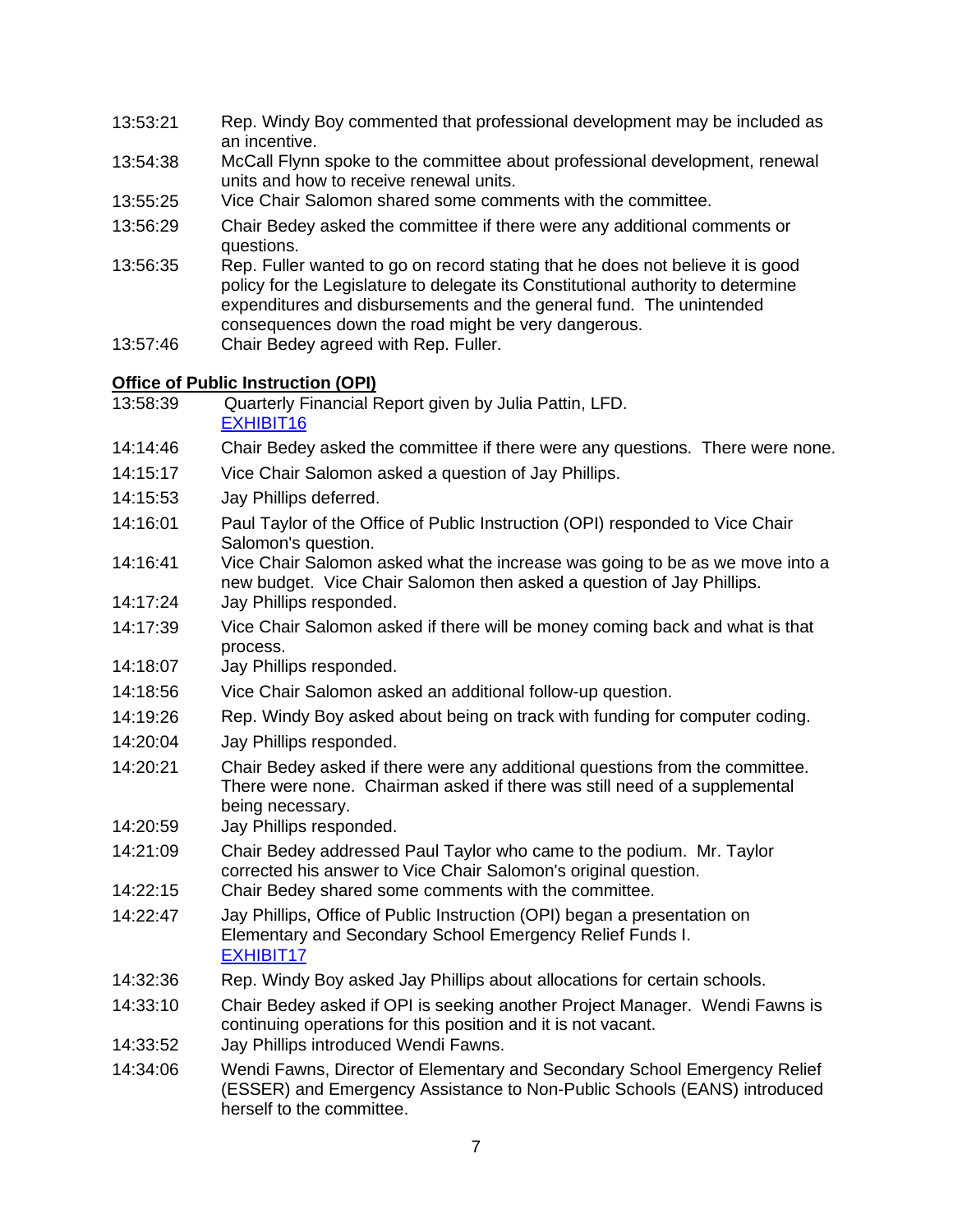| | |
|---|---|
| 13:53:21 | Rep. Windy Boy commented that professional development may be included as an incentive. |
| 13:54:38 | McCall Flynn spoke to the committee about professional development, renewal units and how to receive renewal units. |
| 13:55:25 | Vice Chair Salomon shared some comments with the committee. |
| 13:56:29 | Chair Bedey asked the committee if there were any additional comments or questions. |
| 13:56:35 | Rep. Fuller wanted to go on record stating that he does not believe it is good policy for the Legislature to delegate its Constitutional authority to determine expenditures and disbursements and the general fund. The unintended consequences down the road might be very dangerous. |
| 13:57:46 | Chair Bedey agreed with Rep. Fuller. |

**Office of Public Instruction (OPI)**

| | |
|---|---|
| 13:58:39 | Quarterly Financial Report given by Julia Pattin, LFD. EXHIBIT16 |
| 14:14:46 | Chair Bedey asked the committee if there were any questions. There were none. |
| 14:15:17 | Vice Chair Salomon asked a question of Jay Phillips. |
| 14:15:53 | Jay Phillips deferred. |
| 14:16:01 | Paul Taylor of the Office of Public Instruction (OPI) responded to Vice Chair Salomon's question. |
| 14:16:41 | Vice Chair Salomon asked what the increase was going to be as we move into a new budget. Vice Chair Salomon then asked a question of Jay Phillips. |
| 14:17:24 | Jay Phillips responded. |
| 14:17:39 | Vice Chair Salomon asked if there will be money coming back and what is that process. |
| 14:18:07 | Jay Phillips responded. |
| 14:18:56 | Vice Chair Salomon asked an additional follow-up question. |
| 14:19:26 | Rep. Windy Boy asked about being on track with funding for computer coding. |
| 14:20:04 | Jay Phillips responded. |
| 14:20:21 | Chair Bedey asked if there were any additional questions from the committee. There were none. Chairman asked if there was still need of a supplemental being necessary. |
| 14:20:59 | Jay Phillips responded. |
| 14:21:09 | Chair Bedey addressed Paul Taylor who came to the podium. Mr. Taylor corrected his answer to Vice Chair Salomon's original question. |
| 14:22:15 | Chair Bedey shared some comments with the committee. |
| 14:22:47 | Jay Phillips, Office of Public Instruction (OPI) began a presentation on Elementary and Secondary School Emergency Relief Funds I. EXHIBIT17 |
| 14:32:36 | Rep. Windy Boy asked Jay Phillips about allocations for certain schools. |
| 14:33:10 | Chair Bedey asked if OPI is seeking another Project Manager. Wendi Fawns is continuing operations for this position and it is not vacant. |
| 14:33:52 | Jay Phillips introduced Wendi Fawns. |
| 14:34:06 | Wendi Fawns, Director of Elementary and Secondary School Emergency Relief (ESSER) and Emergency Assistance to Non-Public Schools (EANS) introduced herself to the committee. |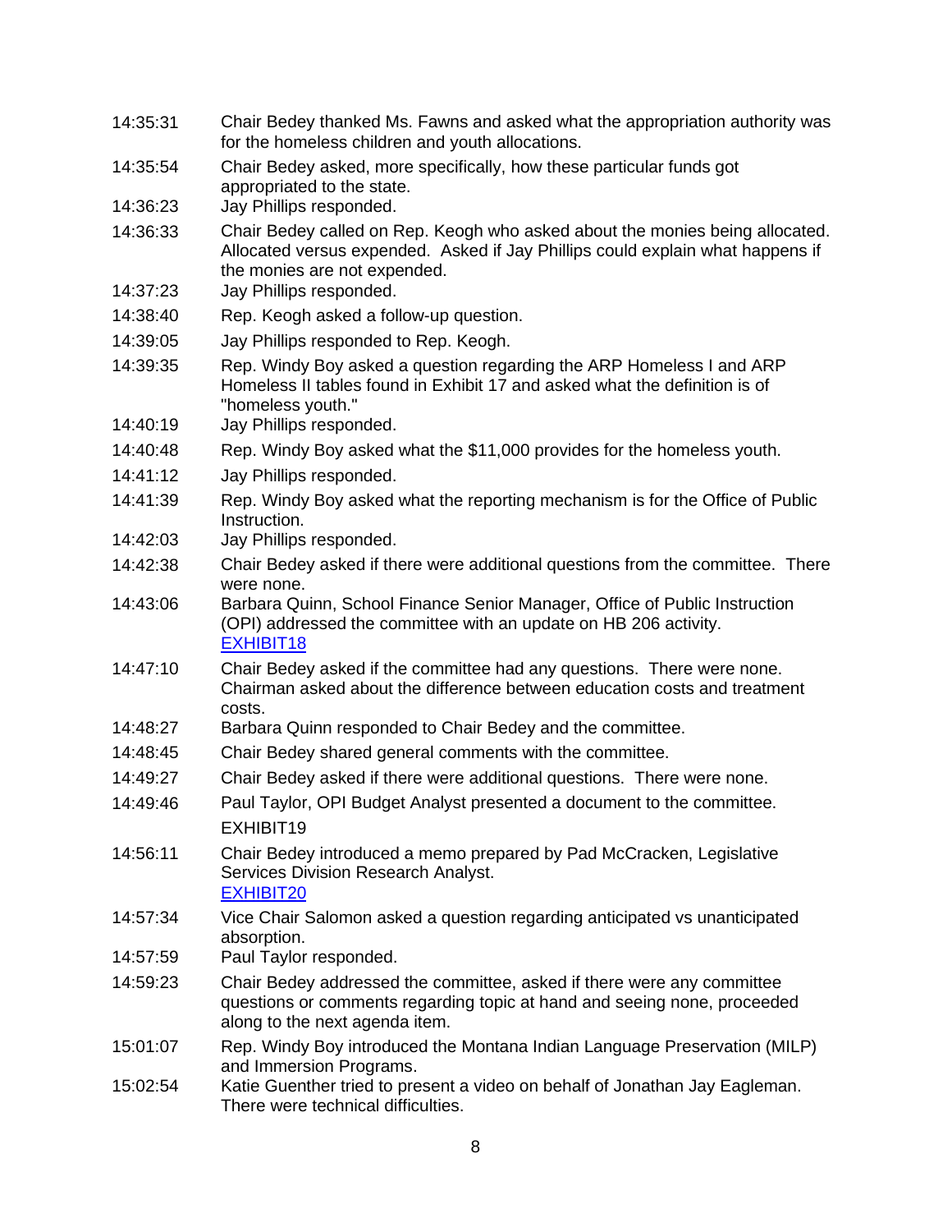| | |
|---|---|
| 14:35:31 | Chair Bedey thanked Ms. Fawns and asked what the appropriation authority was for the homeless children and youth allocations. |
| 14:35:54 | Chair Bedey asked, more specifically, how these particular funds got appropriated to the state. |
| 14:36:23 | Jay Phillips responded. |
| 14:36:33 | Chair Bedey called on Rep. Keogh who asked about the monies being allocated. Allocated versus expended. Asked if Jay Phillips could explain what happens if the monies are not expended. |
| 14:37:23 | Jay Phillips responded. |
| 14:38:40 | Rep. Keogh asked a follow-up question. |
| 14:39:05 | Jay Phillips responded to Rep. Keogh. |
| 14:39:35 | Rep. Windy Boy asked a question regarding the ARP Homeless I and ARP Homeless II tables found in Exhibit 17 and asked what the definition is of "homeless youth." |
| 14:40:19 | Jay Phillips responded. |
| 14:40:48 | Rep. Windy Boy asked what the $11,000 provides for the homeless youth. |
| 14:41:12 | Jay Phillips responded. |
| 14:41:39 | Rep. Windy Boy asked what the reporting mechanism is for the Office of Public Instruction. |
| 14:42:03 | Jay Phillips responded. |
| 14:42:38 | Chair Bedey asked if there were additional questions from the committee. There were none. |
| 14:43:06 | Barbara Quinn, School Finance Senior Manager, Office of Public Instruction (OPI) addressed the committee with an update on HB 206 activity. EXHIBIT18 |
| 14:47:10 | Chair Bedey asked if the committee had any questions. There were none. Chairman asked about the difference between education costs and treatment costs. |
| 14:48:27 | Barbara Quinn responded to Chair Bedey and the committee. |
| 14:48:45 | Chair Bedey shared general comments with the committee. |
| 14:49:27 | Chair Bedey asked if there were additional questions. There were none. |
| 14:49:46 | Paul Taylor, OPI Budget Analyst presented a document to the committee. EXHIBIT19 |
| 14:56:11 | Chair Bedey introduced a memo prepared by Pad McCracken, Legislative Services Division Research Analyst. EXHIBIT20 |
| 14:57:34 | Vice Chair Salomon asked a question regarding anticipated vs unanticipated absorption. |
| 14:57:59 | Paul Taylor responded. |
| 14:59:23 | Chair Bedey addressed the committee, asked if there were any committee questions or comments regarding topic at hand and seeing none, proceeded along to the next agenda item. |
| 15:01:07 | Rep. Windy Boy introduced the Montana Indian Language Preservation (MILP) and Immersion Programs. |
| 15:02:54 | Katie Guenther tried to present a video on behalf of Jonathan Jay Eagleman. There were technical difficulties. |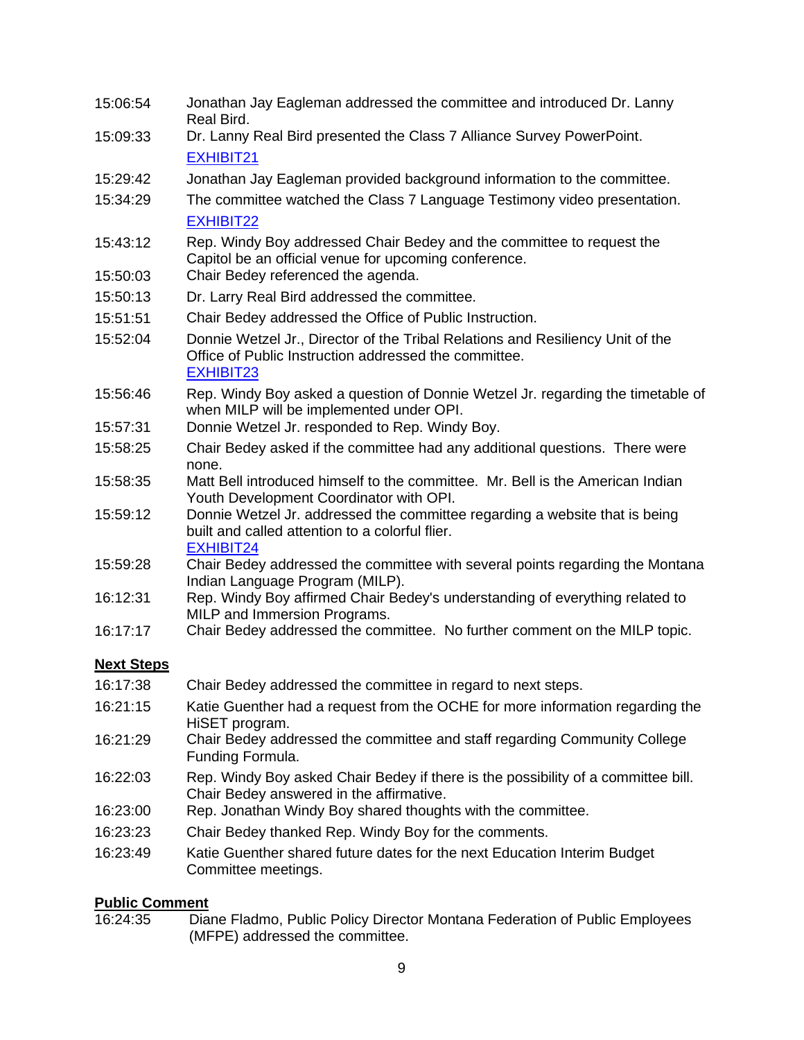15:06:54 Jonathan Jay Eagleman addressed the committee and introduced Dr. Lanny Real Bird.

15:09:33 Dr. Lanny Real Bird presented the Class 7 Alliance Survey PowerPoint. EXHIBIT21

15:29:42 Jonathan Jay Eagleman provided background information to the committee.

15:34:29 The committee watched the Class 7 Language Testimony video presentation. EXHIBIT22

15:43:12 Rep. Windy Boy addressed Chair Bedey and the committee to request the Capitol be an official venue for upcoming conference.

15:50:03 Chair Bedey referenced the agenda.

15:50:13 Dr. Larry Real Bird addressed the committee.

15:51:51 Chair Bedey addressed the Office of Public Instruction.

15:52:04 Donnie Wetzel Jr., Director of the Tribal Relations and Resiliency Unit of the Office of Public Instruction addressed the committee. EXHIBIT23

15:56:46 Rep. Windy Boy asked a question of Donnie Wetzel Jr. regarding the timetable of when MILP will be implemented under OPI.

15:57:31 Donnie Wetzel Jr. responded to Rep. Windy Boy.

15:58:25 Chair Bedey asked if the committee had any additional questions. There were none.

15:58:35 Matt Bell introduced himself to the committee. Mr. Bell is the American Indian Youth Development Coordinator with OPI.

15:59:12 Donnie Wetzel Jr. addressed the committee regarding a website that is being built and called attention to a colorful flier. EXHIBIT24

15:59:28 Chair Bedey addressed the committee with several points regarding the Montana Indian Language Program (MILP).

16:12:31 Rep. Windy Boy affirmed Chair Bedey's understanding of everything related to MILP and Immersion Programs.

16:17:17 Chair Bedey addressed the committee. No further comment on the MILP topic.

## Next Steps

16:17:38 Chair Bedey addressed the committee in regard to next steps.

16:21:15 Katie Guenther had a request from the OCHE for more information regarding the HiSET program.

16:21:29 Chair Bedey addressed the committee and staff regarding Community College Funding Formula.

16:22:03 Rep. Windy Boy asked Chair Bedey if there is the possibility of a committee bill. Chair Bedey answered in the affirmative.

16:23:00 Rep. Jonathan Windy Boy shared thoughts with the committee.

16:23:23 Chair Bedey thanked Rep. Windy Boy for the comments.

16:23:49 Katie Guenther shared future dates for the next Education Interim Budget Committee meetings.

## Public Comment

16:24:35 Diane Fladmo, Public Policy Director Montana Federation of Public Employees (MFPE) addressed the committee.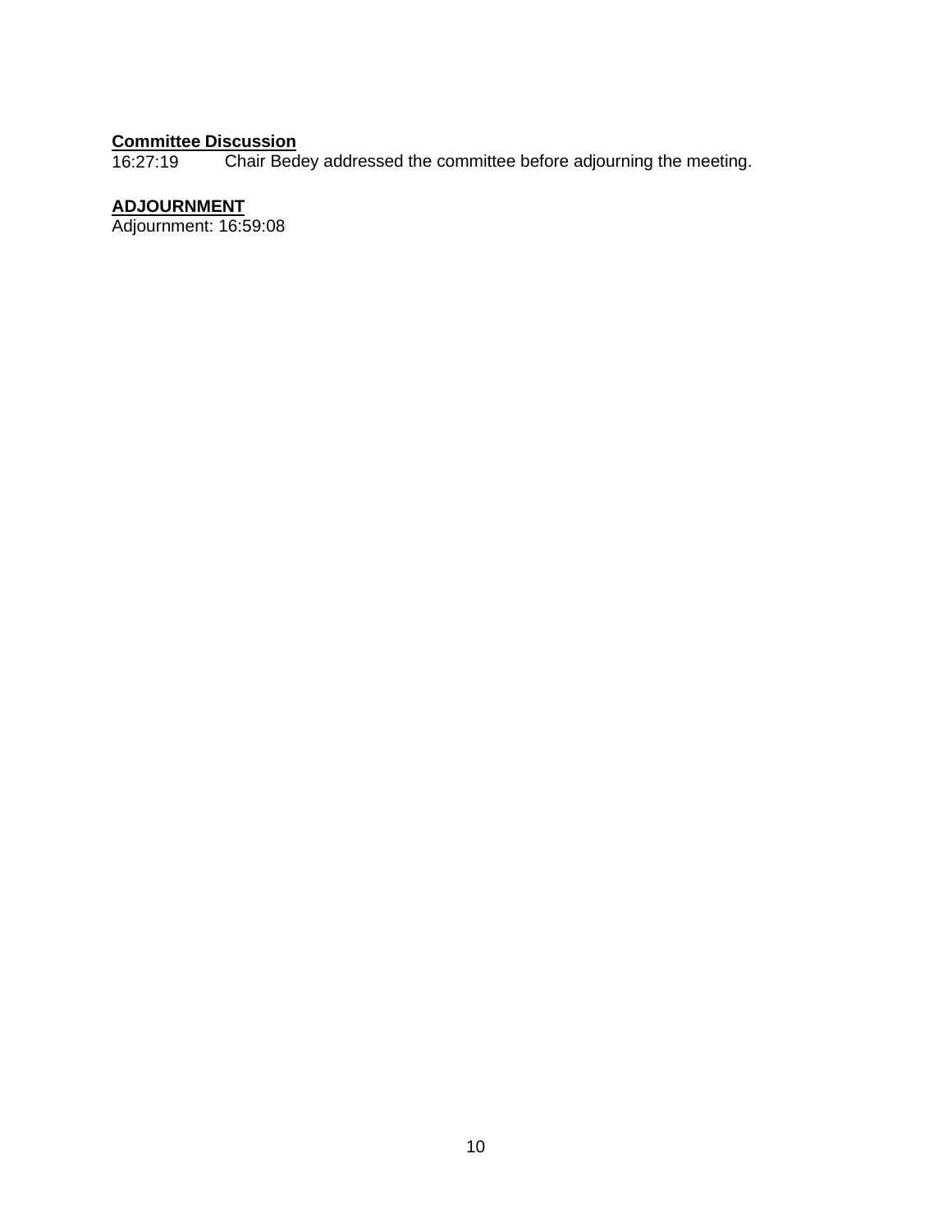**Committee Discussion**

16:27:19 Chair Bedey addressed the committee before adjourning the meeting.

**ADJOURNMENT**

Adjournment: 16:59:08